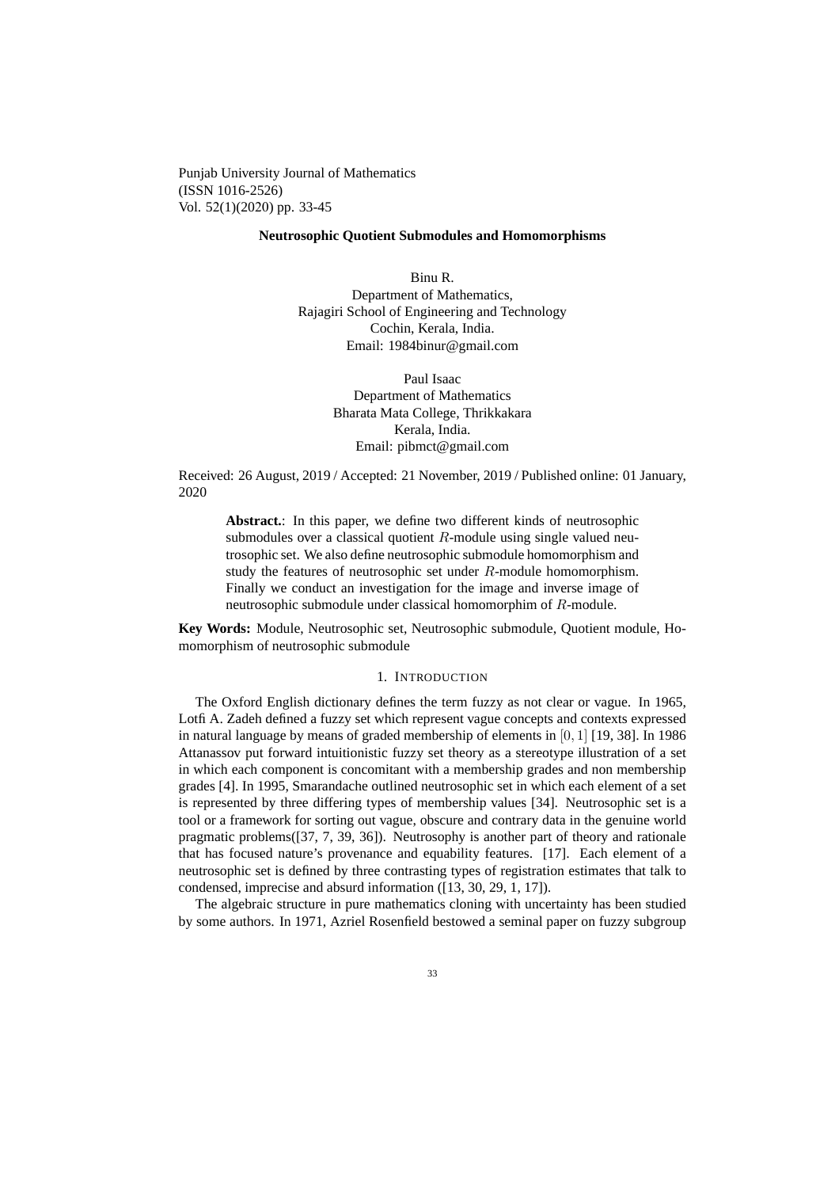Punjab University Journal of Mathematics
(ISSN 1016-2526)
Vol. 52(1)(2020) pp. 33-45

# Neutrosophic Quotient Submodules and Homomorphisms

Binu R.
Department of Mathematics,
Rajagiri School of Engineering and Technology
Cochin, Kerala, India.
Email: 1984binur@gmail.com

Paul Isaac
Department of Mathematics
Bharata Mata College, Thrikkakara
Kerala, India.
Email: pibmct@gmail.com

Received: 26 August, 2019 / Accepted: 21 November, 2019 / Published online: 01 January, 2020

> **Abstract.**: In this paper, we define two different kinds of neutrosophic submodules over a classical quotient $R$-module using single valued neutrosophic set. We also define neutrosophic submodule homomorphism and study the features of neutrosophic set under $R$-module homomorphism. Finally we conduct an investigation for the image and inverse image of neutrosophic submodule under classical homomorphim of $R$-module.

**Key Words:** Module, Neutrosophic set, Neutrosophic submodule, Quotient module, Homomorphism of neutrosophic submodule

## 1. Introduction

The Oxford English dictionary defines the term fuzzy as not clear or vague. In 1965, Lotfi A. Zadeh defined a fuzzy set which represent vague concepts and contexts expressed in natural language by means of graded membership of elements in $[0, 1]$ [19, 38]. In 1986 Attanassov put forward intuitionistic fuzzy set theory as a stereotype illustration of a set in which each component is concomitant with a membership grades and non membership grades [4]. In 1995, Smarandache outlined neutrosophic set in which each element of a set is represented by three differing types of membership values [34]. Neutrosophic set is a tool or a framework for sorting out vague, obscure and contrary data in the genuine world pragmatic problems([37, 7, 39, 36]). Neutrosophy is another part of theory and rationale that has focused nature's provenance and equability features. [17]. Each element of a neutrosophic set is defined by three contrasting types of registration estimates that talk to condensed, imprecise and absurd information ([13, 30, 29, 1, 17]).

The algebraic structure in pure mathematics cloning with uncertainty has been studied by some authors. In 1971, Azriel Rosenfield bestowed a seminal paper on fuzzy subgroup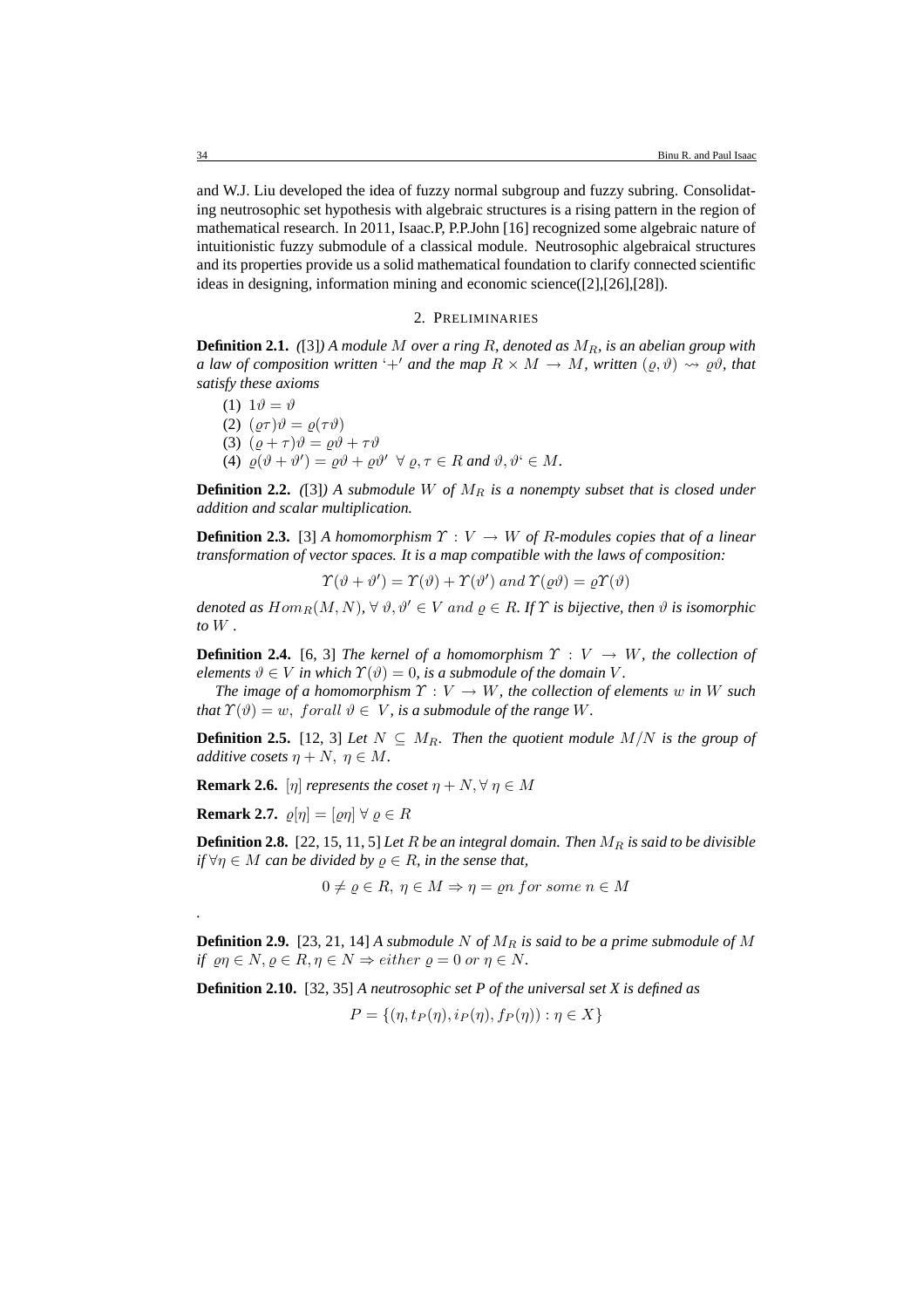and W.J. Liu developed the idea of fuzzy normal subgroup and fuzzy subring. Consolidating neutrosophic set hypothesis with algebraic structures is a rising pattern in the region of mathematical research. In 2011, Isaac.P, P.P.John [16] recognized some algebraic nature of intuitionistic fuzzy submodule of a classical module. Neutrosophic algebraical structures and its properties provide us a solid mathematical foundation to clarify connected scientific ideas in designing, information mining and economic science([2],[26],[28]).

## 2. PRELIMINARIES

**Definition 2.1.** *([3]) A module $M$ over a ring $R$, denoted as $M_R$, is an abelian group with a law of composition written '$+$' and the map $R \times M \to M$, written $(\varrho, \vartheta) \rightsquigarrow \varrho\vartheta$, that satisfy these axioms*

1. $1\vartheta = \vartheta$
2. $(\varrho\tau)\vartheta = \varrho(\tau\vartheta)$
3. $(\varrho + \tau)\vartheta = \varrho\vartheta + \tau\vartheta$
4. $\varrho(\vartheta + \vartheta') = \varrho\vartheta + \varrho\vartheta' \;\forall\, \varrho, \tau \in R$ *and* $\vartheta, \vartheta' \in M$.

**Definition 2.2.** *([3]) A submodule $W$ of $M_R$ is a nonempty subset that is closed under addition and scalar multiplication.*

**Definition 2.3.** [3] *A homomorphism $\Upsilon : V \to W$ of $R$-modules copies that of a linear transformation of vector spaces. It is a map compatible with the laws of composition:*

$$\Upsilon(\vartheta + \vartheta') = \Upsilon(\vartheta) + \Upsilon(\vartheta') \; and \; \Upsilon(\varrho\vartheta) = \varrho\Upsilon(\vartheta)$$

*denoted as $Hom_R(M, N)$, $\forall\, \vartheta, \vartheta' \in V$ and $\varrho \in R$. If $\Upsilon$ is bijective, then $\vartheta$ is isomorphic to $W$.*

**Definition 2.4.** [6, 3] *The kernel of a homomorphism $\Upsilon : V \to W$, the collection of elements $\vartheta \in V$ in which $\Upsilon(\vartheta) = 0$, is a submodule of the domain $V$.*

*The image of a homomorphism $\Upsilon : V \to W$, the collection of elements $w$ in $W$ such that $\Upsilon(\vartheta) = w,\ forall\ \vartheta \in V$, is a submodule of the range $W$.*

**Definition 2.5.** [12, 3] *Let $N \subseteq M_R$. Then the quotient module $M/N$ is the group of additive cosets $\eta + N,\ \eta \in M$.*

**Remark 2.6.** *$[\eta]$ represents the coset $\eta + N, \forall\, \eta \in M$*

**Remark 2.7.** *$\varrho[\eta] = [\varrho\eta]\ \forall\, \varrho \in R$*

**Definition 2.8.** [22, 15, 11, 5] *Let $R$ be an integral domain. Then $M_R$ is said to be divisible if $\forall \eta \in M$ can be divided by $\varrho \in R$, in the sense that,*

$$0 \neq \varrho \in R,\ \eta \in M \Rightarrow \eta = \varrho n \ for\ some\ n \in M$$

.

**Definition 2.9.** [23, 21, 14] *A submodule $N$ of $M_R$ is said to be a prime submodule of $M$ if $\varrho\eta \in N, \varrho \in R, \eta \in N \Rightarrow either\ \varrho = 0\ or\ \eta \in N$.*

**Definition 2.10.** [32, 35] *A neutrosophic set P of the universal set X is defined as*

$$P = \{(\eta, t_P(\eta), i_P(\eta), f_P(\eta)) : \eta \in X\}$$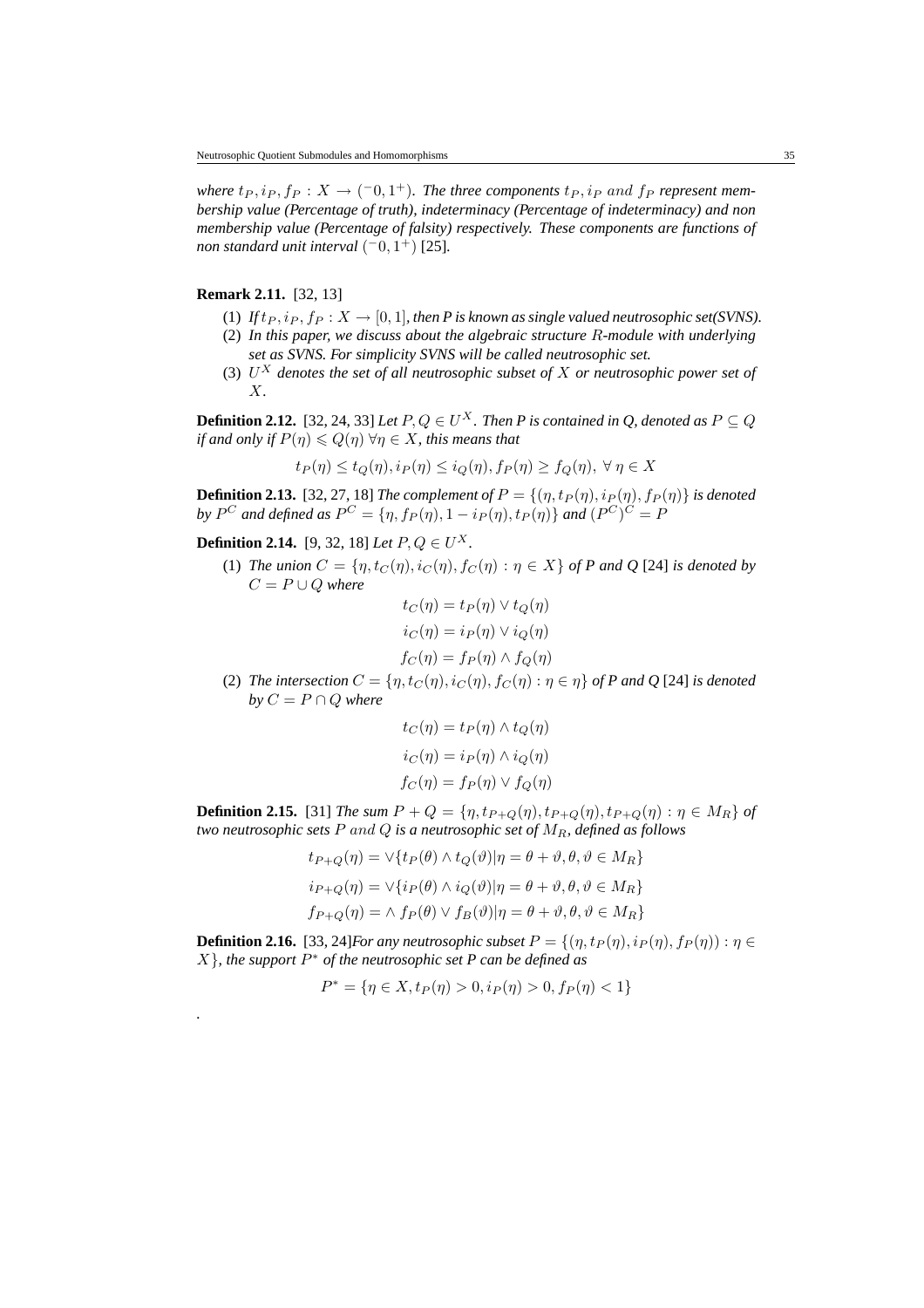*where $t_P, i_P, f_P : X \to (^-0, 1^+)$. The three components $t_P, i_P$ and $f_P$ represent membership value (Percentage of truth), indeterminacy (Percentage of indeterminacy) and non membership value (Percentage of falsity) respectively. These components are functions of non standard unit interval $(^-0, 1^+)$* [25].

**Remark 2.11.** [32, 13]

1. *If $t_P, i_P, f_P : X \to [0, 1]$, then P is known as single valued neutrosophic set(SVNS).*
2. *In this paper, we discuss about the algebraic structure $R$-module with underlying set as SVNS. For simplicity SVNS will be called neutrosophic set.*
3. *$U^X$ denotes the set of all neutrosophic subset of $X$ or neutrosophic power set of $X$.*

**Definition 2.12.** [32, 24, 33] *Let $P, Q \in U^X$. Then P is contained in Q, denoted as $P \subseteq Q$ if and only if $P(\eta) \leqslant Q(\eta)\ \forall \eta \in X$, this means that*

$$t_P(\eta) \leq t_Q(\eta), i_P(\eta) \leq i_Q(\eta), f_P(\eta) \geq f_Q(\eta),\ \forall\ \eta \in X$$

**Definition 2.13.** [32, 27, 18] *The complement of $P = \{(\eta, t_P(\eta), i_P(\eta), f_P(\eta)\}$ is denoted by $P^C$ and defined as $P^C = \{\eta, f_P(\eta), 1 - i_P(\eta), t_P(\eta)\}$ and $(P^C)^C = P$*

**Definition 2.14.** [9, 32, 18] *Let $P, Q \in U^X$.*

1. *The union $C = \{\eta, t_C(\eta), i_C(\eta), f_C(\eta) : \eta \in X\}$ of P and Q* [24] *is denoted by $C = P \cup Q$ where*

$$t_C(\eta) = t_P(\eta) \vee t_Q(\eta)$$
$$i_C(\eta) = i_P(\eta) \vee i_Q(\eta)$$
$$f_C(\eta) = f_P(\eta) \wedge f_Q(\eta)$$

2. *The intersection $C = \{\eta, t_C(\eta), i_C(\eta), f_C(\eta) : \eta \in \eta\}$ of P and Q* [24] *is denoted by $C = P \cap Q$ where*

$$t_C(\eta) = t_P(\eta) \wedge t_Q(\eta)$$
$$i_C(\eta) = i_P(\eta) \wedge i_Q(\eta)$$
$$f_C(\eta) = f_P(\eta) \vee f_Q(\eta)$$

**Definition 2.15.** [31] *The sum $P + Q = \{\eta, t_{P+Q}(\eta), t_{P+Q}(\eta), t_{P+Q}(\eta) : \eta \in M_R\}$ of two neutrosophic sets $P$ and $Q$ is a neutrosophic set of $M_R$, defined as follows*

$$t_{P+Q}(\eta) = \vee\{t_P(\theta) \wedge t_Q(\vartheta) | \eta = \theta + \vartheta, \theta, \vartheta \in M_R\}$$
$$i_{P+Q}(\eta) = \vee\{i_P(\theta) \wedge i_Q(\vartheta) | \eta = \theta + \vartheta, \theta, \vartheta \in M_R\}$$
$$f_{P+Q}(\eta) = \wedge\ f_P(\theta) \vee f_B(\vartheta) | \eta = \theta + \vartheta, \theta, \vartheta \in M_R\}$$

**Definition 2.16.** [33, 24]*For any neutrosophic subset $P = \{(\eta, t_P(\eta), i_P(\eta), f_P(\eta)) : \eta \in X\}$, the support $P^*$ of the neutrosophic set P can be defined as*

$$P^* = \{\eta \in X, t_P(\eta) > 0, i_P(\eta) > 0, f_P(\eta) < 1\}$$

.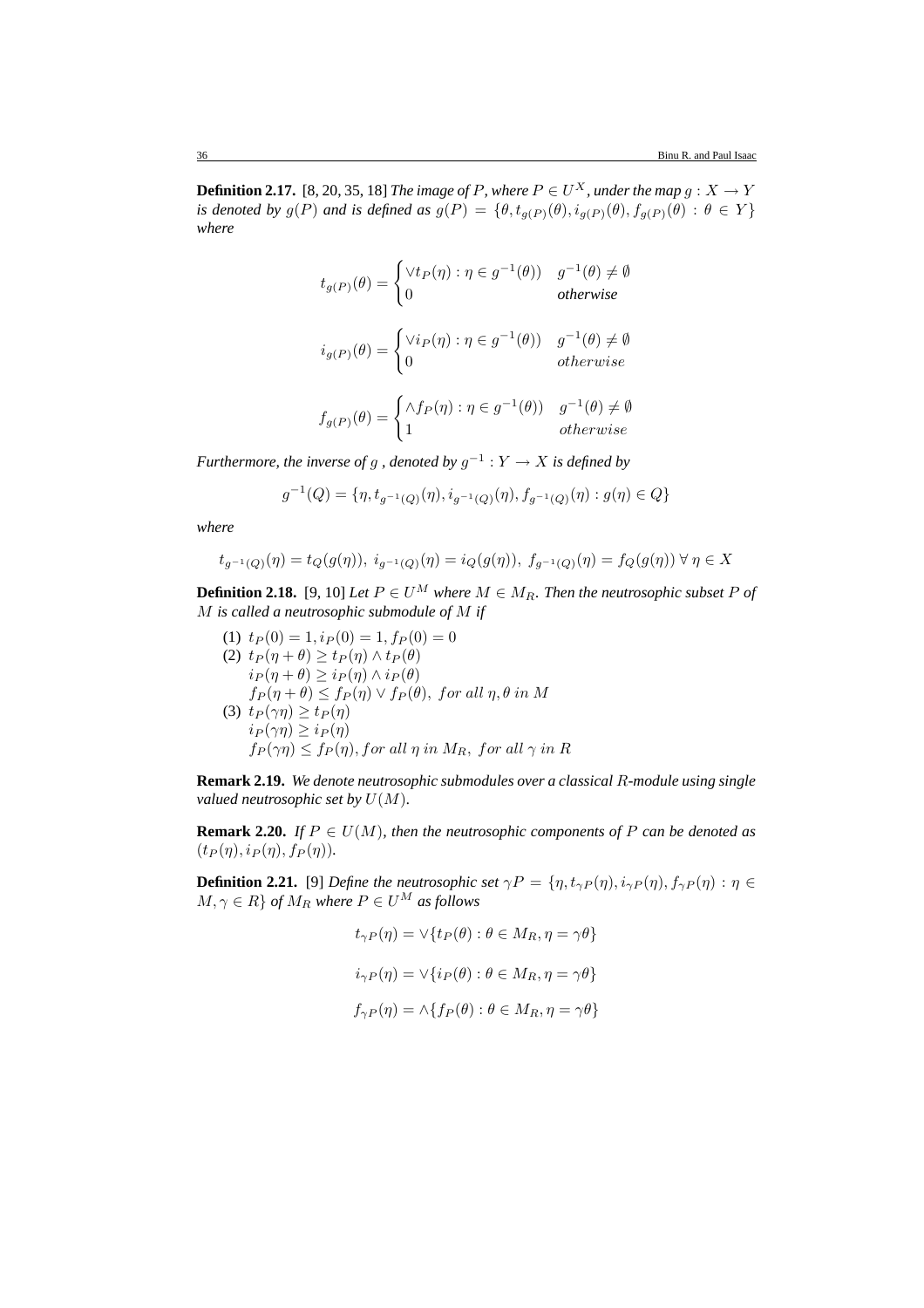**Definition 2.17.** [8, 20, 35, 18] *The image of $P$, where $P \in U^X$, under the map $g : X \to Y$ is denoted by $g(P)$ and is defined as $g(P) = \{\theta, t_{g(P)}(\theta), i_{g(P)}(\theta), f_{g(P)}(\theta) : \theta \in Y\}$ where*

$$t_{g(P)}(\theta) = \begin{cases} \vee t_P(\eta) : \eta \in g^{-1}(\theta)) & g^{-1}(\theta) \neq \emptyset \\ 0 & \textit{otherwise} \end{cases}$$

$$i_{g(P)}(\theta) = \begin{cases} \vee i_P(\eta) : \eta \in g^{-1}(\theta)) & g^{-1}(\theta) \neq \emptyset \\ 0 & otherwise \end{cases}$$

$$f_{g(P)}(\theta) = \begin{cases} \wedge f_P(\eta) : \eta \in g^{-1}(\theta)) & g^{-1}(\theta) \neq \emptyset \\ 1 & otherwise \end{cases}$$

*Furthermore, the inverse of $g$ , denoted by $g^{-1} : Y \to X$ is defined by*

$$g^{-1}(Q) = \{\eta, t_{g^{-1}(Q)}(\eta), i_{g^{-1}(Q)}(\eta), f_{g^{-1}(Q)}(\eta) : g(\eta) \in Q\}$$

*where*

$$t_{g^{-1}(Q)}(\eta) = t_Q(g(\eta)),\ i_{g^{-1}(Q)}(\eta) = i_Q(g(\eta)),\ f_{g^{-1}(Q)}(\eta) = f_Q(g(\eta))\ \forall\ \eta \in X$$

**Definition 2.18.** [9, 10] *Let $P \in U^M$ where $M \in M_R$. Then the neutrosophic subset $P$ of $M$ is called a neutrosophic submodule of $M$ if*

(1) $t_P(0) = 1, i_P(0) = 1, f_P(0) = 0$
(2) $t_P(\eta + \theta) \geq t_P(\eta) \wedge t_P(\theta)$
$i_P(\eta + \theta) \geq i_P(\eta) \wedge i_P(\theta)$
$f_P(\eta + \theta) \leq f_P(\eta) \vee f_P(\theta),\ for\ all\ \eta, \theta\ in\ M$
(3) $t_P(\gamma\eta) \geq t_P(\eta)$
$i_P(\gamma\eta) \geq i_P(\eta)$
$f_P(\gamma\eta) \leq f_P(\eta), for\ all\ \eta\ in\ M_R,\ for\ all\ \gamma\ in\ R$

**Remark 2.19.** *We denote neutrosophic submodules over a classical $R$-module using single valued neutrosophic set by $U(M)$.*

**Remark 2.20.** *If $P \in U(M)$, then the neutrosophic components of $P$ can be denoted as $(t_P(\eta), i_P(\eta), f_P(\eta))$.*

**Definition 2.21.** [9] *Define the neutrosophic set $\gamma P = \{\eta, t_{\gamma P}(\eta), i_{\gamma P}(\eta), f_{\gamma P}(\eta) : \eta \in M, \gamma \in R\}$ of $M_R$ where $P \in U^M$ as follows*

$$t_{\gamma P}(\eta) = \vee\{t_P(\theta) : \theta \in M_R, \eta = \gamma\theta\}$$

$$i_{\gamma P}(\eta) = \vee\{i_P(\theta) : \theta \in M_R, \eta = \gamma\theta\}$$

$$f_{\gamma P}(\eta) = \wedge\{f_P(\theta) : \theta \in M_R, \eta = \gamma\theta\}$$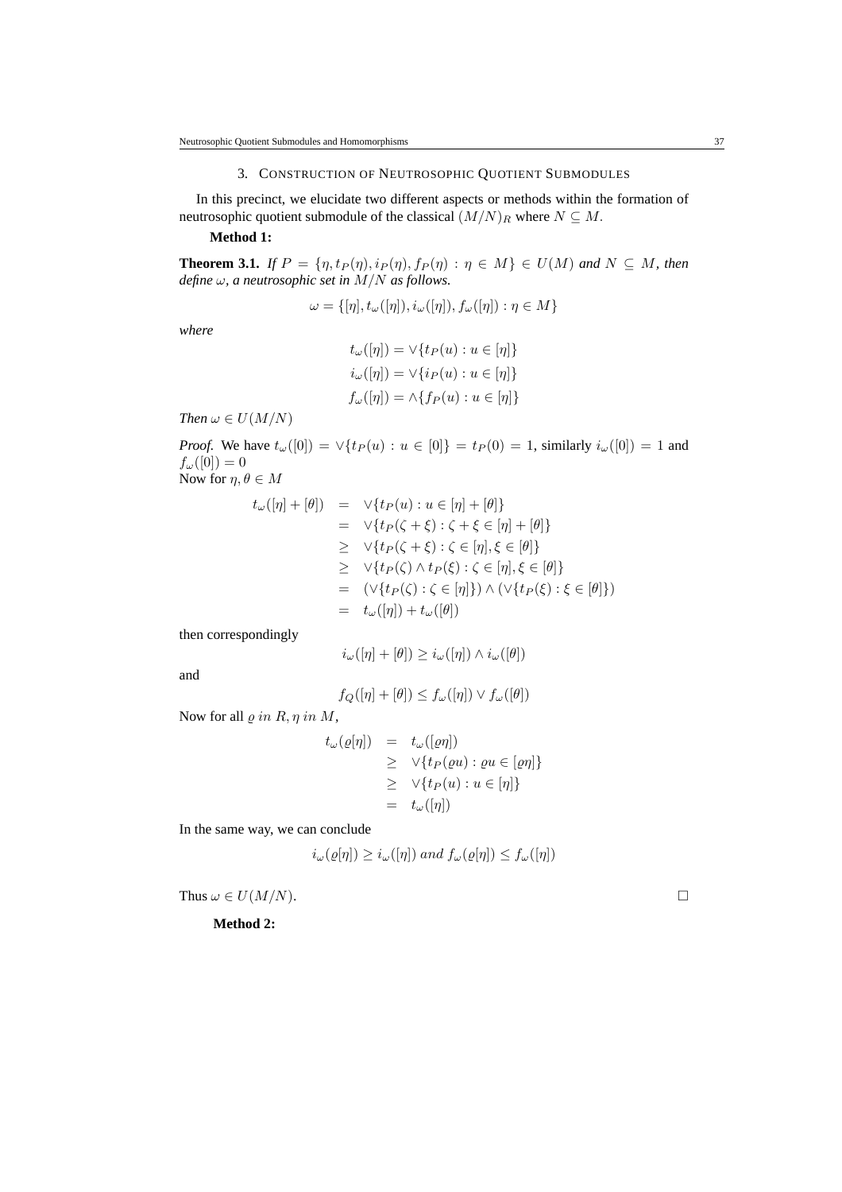## 3. Construction of Neutrosophic Quotient Submodules

In this precinct, we elucidate two different aspects or methods within the formation of neutrosophic quotient submodule of the classical $(M/N)_R$ where $N \subseteq M$.

**Method 1:**

**Theorem 3.1.** *If $P = \{\eta, t_P(\eta), i_P(\eta), f_P(\eta) : \eta \in M\} \in U(M)$ and $N \subseteq M$, then define $\omega$, a neutrosophic set in $M/N$ as follows.*

$$\omega = \{[\eta], t_\omega([\eta]), i_\omega([\eta]), f_\omega([\eta]) : \eta \in M\}$$

*where*

$$t_\omega([\eta]) = \vee\{t_P(u) : u \in [\eta]\}$$
$$i_\omega([\eta]) = \vee\{i_P(u) : u \in [\eta]\}$$
$$f_\omega([\eta]) = \wedge\{f_P(u) : u \in [\eta]\}$$

*Then $\omega \in U(M/N)$*

*Proof.* We have $t_\omega([0]) = \vee\{t_P(u) : u \in [0]\} = t_P(0) = 1$, similarly $i_\omega([0]) = 1$ and $f_\omega([0]) = 0$
Now for $\eta, \theta \in M$

$$\begin{aligned}
t_\omega([\eta] + [\theta]) &= \vee\{t_P(u) : u \in [\eta] + [\theta]\} \\
&= \vee\{t_P(\zeta + \xi) : \zeta + \xi \in [\eta] + [\theta]\} \\
&\geq \vee\{t_P(\zeta + \xi) : \zeta \in [\eta], \xi \in [\theta]\} \\
&\geq \vee\{t_P(\zeta) \wedge t_P(\xi) : \zeta \in [\eta], \xi \in [\theta]\} \\
&= (\vee\{t_P(\zeta) : \zeta \in [\eta]\}) \wedge (\vee\{t_P(\xi) : \xi \in [\theta]\}) \\
&= t_\omega([\eta]) + t_\omega([\theta])
\end{aligned}$$

then correspondingly

$$i_\omega([\eta] + [\theta]) \geq i_\omega([\eta]) \wedge i_\omega([\theta])$$

and

$$f_Q([\eta] + [\theta]) \leq f_\omega([\eta]) \vee f_\omega([\theta])$$

Now for all $\varrho \; in \; R, \eta \; in \; M$,

$$\begin{aligned}
t_\omega(\varrho[\eta]) &= t_\omega([\varrho\eta]) \\
&\geq \vee\{t_P(\varrho u) : \varrho u \in [\varrho\eta]\} \\
&\geq \vee\{t_P(u) : u \in [\eta]\} \\
&= t_\omega([\eta])
\end{aligned}$$

In the same way, we can conclude

$$i_\omega(\varrho[\eta]) \geq i_\omega([\eta]) \; and \; f_\omega(\varrho[\eta]) \leq f_\omega([\eta])$$

Thus $\omega \in U(M/N)$. □

**Method 2:**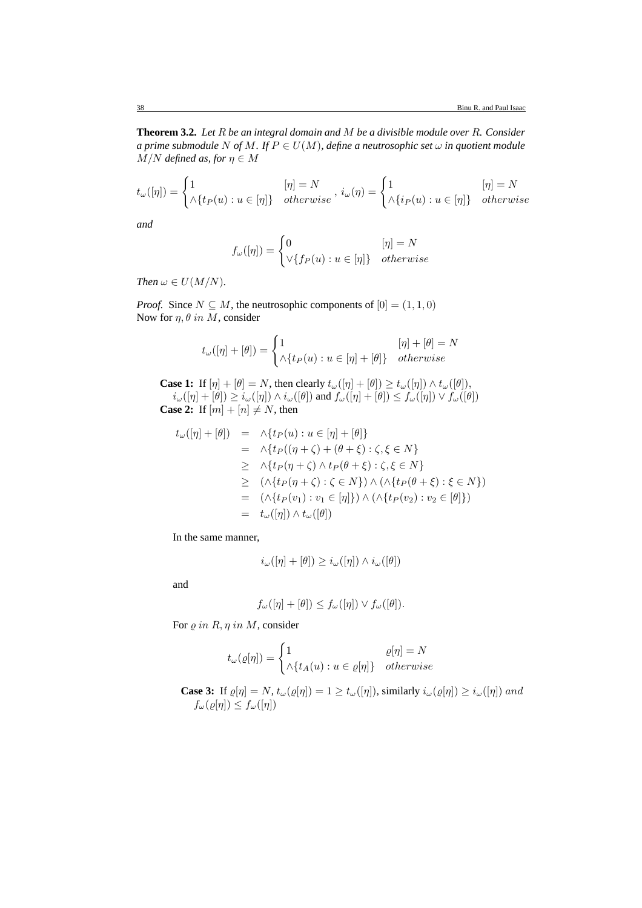**Theorem 3.2.** *Let $R$ be an integral domain and $M$ be a divisible module over $R$. Consider a prime submodule $N$ of $M$. If $P \in U(M)$, define a neutrosophic set $\omega$ in quotient module $M/N$ defined as, for $\eta \in M$*

$$t_\omega([\eta]) = \begin{cases} 1 & [\eta] = N \\ \wedge\{t_P(u) : u \in [\eta]\} & otherwise \end{cases}, \; i_\omega(\eta) = \begin{cases} 1 & [\eta] = N \\ \wedge\{i_P(u) : u \in [\eta]\} & otherwise \end{cases}$$

*and*

$$f_\omega([\eta]) = \begin{cases} 0 & [\eta] = N \\ \vee\{f_P(u) : u \in [\eta]\} & otherwise \end{cases}$$

*Then $\omega \in U(M/N)$.*

*Proof.* Since $N \subseteq M$, the neutrosophic components of $[0] = (1, 1, 0)$
Now for $\eta, \theta \; in \; M$, consider

$$t_\omega([\eta] + [\theta]) = \begin{cases} 1 & [\eta] + [\theta] = N \\ \wedge\{t_P(u) : u \in [\eta] + [\theta]\} & otherwise \end{cases}$$

**Case 1:** If $[\eta] + [\theta] = N$, then clearly $t_\omega([\eta] + [\theta]) \geq t_\omega([\eta]) \wedge t_\omega([\theta])$, $i_\omega([\eta] + [\theta]) \geq i_\omega([\eta]) \wedge i_\omega([\theta])$ and $f_\omega([\eta] + [\theta]) \leq f_\omega([\eta]) \vee f_\omega([\theta])$

**Case 2:** If $[m] + [n] \neq N$, then

$$\begin{aligned}
t_\omega([\eta] + [\theta]) &= \wedge\{t_P(u) : u \in [\eta] + [\theta]\} \\
&= \wedge\{t_P((\eta + \zeta) + (\theta + \xi) : \zeta, \xi \in N\} \\
&\geq \wedge\{t_P(\eta + \zeta) \wedge t_P(\theta + \xi) : \zeta, \xi \in N\} \\
&\geq (\wedge\{t_P(\eta + \zeta) : \zeta \in N\}) \wedge (\wedge\{t_P(\theta + \xi) : \xi \in N\}) \\
&= (\wedge\{t_P(v_1) : v_1 \in [\eta]\}) \wedge (\wedge\{t_P(v_2) : v_2 \in [\theta]\}) \\
&= t_\omega([\eta]) \wedge t_\omega([\theta])
\end{aligned}$$

In the same manner,

$$i_\omega([\eta] + [\theta]) \geq i_\omega([\eta]) \wedge i_\omega([\theta])$$

and

$$f_\omega([\eta] + [\theta]) \leq f_\omega([\eta]) \vee f_\omega([\theta]).$$

For $\varrho \; in \; R, \eta \; in \; M$, consider

$$t_\omega(\varrho[\eta]) = \begin{cases} 1 & \varrho[\eta] = N \\ \wedge\{t_A(u) : u \in \varrho[\eta]\} & otherwise \end{cases}$$

**Case 3:** If $\varrho[\eta] = N, t_\omega(\varrho[\eta]) = 1 \geq t_\omega([\eta])$, similarly $i_\omega(\varrho[\eta]) \geq i_\omega([\eta]) \; and$ $f_\omega(\varrho[\eta]) \leq f_\omega([\eta])$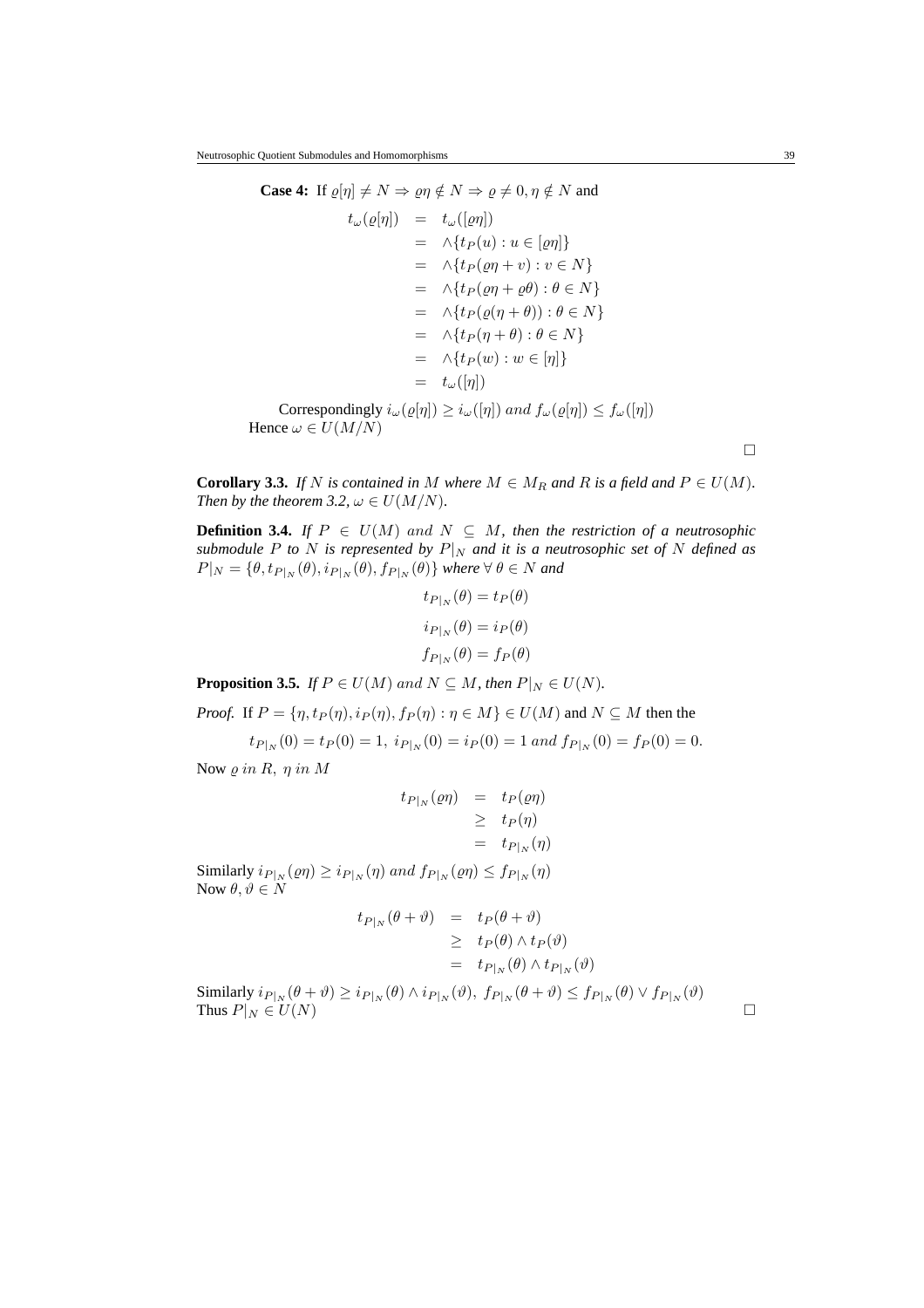**Case 4:** If $\varrho[\eta] \neq N \Rightarrow \varrho\eta \notin N \Rightarrow \varrho \neq 0, \eta \notin N$ and

$$
\begin{aligned}
t_\omega(\varrho[\eta]) &= t_\omega([\varrho\eta]) \\
&= \wedge\{t_P(u) : u \in [\varrho\eta]\} \\
&= \wedge\{t_P(\varrho\eta + v) : v \in N\} \\
&= \wedge\{t_P(\varrho\eta + \varrho\theta) : \theta \in N\} \\
&= \wedge\{t_P(\varrho(\eta + \theta)) : \theta \in N\} \\
&= \wedge\{t_P(\eta + \theta) : \theta \in N\} \\
&= \wedge\{t_P(w) : w \in [\eta]\} \\
&= t_\omega([\eta])
\end{aligned}
$$

Correspondingly $i_\omega(\varrho[\eta]) \geq i_\omega([\eta])$ *and* $f_\omega(\varrho[\eta]) \leq f_\omega([\eta])$
Hence $\omega \in U(M/N)$

□

**Corollary 3.3.** *If $N$ is contained in $M$ where $M \in M_R$ and $R$ is a field and $P \in U(M)$. Then by the theorem 3.2, $\omega \in U(M/N)$.*

**Definition 3.4.** *If $P \in U(M)$ and $N \subseteq M$, then the restriction of a neutrosophic submodule $P$ to $N$ is represented by $P|_N$ and it is a neutrosophic set of $N$ defined as $P|_N = \{\theta, t_{P|_N}(\theta), i_{P|_N}(\theta), f_{P|_N}(\theta)\}$ where $\forall\, \theta \in N$ and*

$$t_{P|_N}(\theta) = t_P(\theta)$$

$$i_{P|_N}(\theta) = i_P(\theta)$$

$$f_{P|_N}(\theta) = f_P(\theta)$$

**Proposition 3.5.** *If $P \in U(M)$ and $N \subseteq M$, then $P|_N \in U(N)$.*

*Proof.* If $P = \{\eta, t_P(\eta), i_P(\eta), f_P(\eta) : \eta \in M\} \in U(M)$ and $N \subseteq M$ then the

$$t_{P|_N}(0) = t_P(0) = 1,\ i_{P|_N}(0) = i_P(0) = 1 \text{ and } f_{P|_N}(0) = f_P(0) = 0.$$

Now $\varrho$ *in* $R$, $\eta$ *in* $M$

$$
\begin{aligned}
t_{P|_N}(\varrho\eta) &= t_P(\varrho\eta) \\
&\geq t_P(\eta) \\
&= t_{P|_N}(\eta)
\end{aligned}
$$

Similarly $i_{P|_N}(\varrho\eta) \geq i_{P|_N}(\eta)$ *and* $f_{P|_N}(\varrho\eta) \leq f_{P|_N}(\eta)$
Now $\theta, \vartheta \in N$

$$
\begin{aligned}
t_{P|_N}(\theta + \vartheta) &= t_P(\theta + \vartheta) \\
&\geq t_P(\theta) \wedge t_P(\vartheta) \\
&= t_{P|_N}(\theta) \wedge t_{P|_N}(\vartheta)
\end{aligned}
$$

Similarly $i_{P|_N}(\theta + \vartheta) \geq i_{P|_N}(\theta) \wedge i_{P|_N}(\vartheta),\ f_{P|_N}(\theta + \vartheta) \leq f_{P|_N}(\theta) \vee f_{P|_N}(\vartheta)$
Thus $P|_N \in U(N)$ □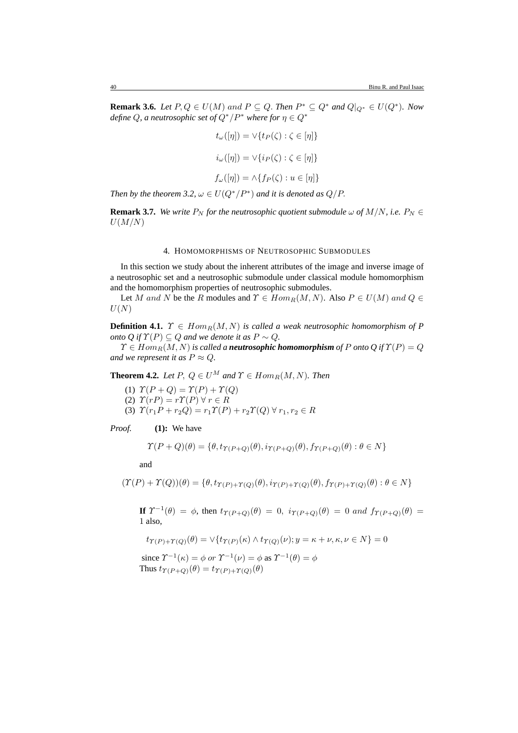**Remark 3.6.** *Let $P, Q \in U(M)$ $and$ $P \subseteq Q$. Then $P^* \subseteq Q^*$ and $Q|_{Q^*} \in U(Q^*)$. Now define $Q$, a neutrosophic set of $Q^*/P^*$ where for $\eta \in Q^*$*

$$t_\omega([\eta]) = \vee\{t_P(\zeta) : \zeta \in [\eta]\}$$

$$i_\omega([\eta]) = \vee\{i_P(\zeta) : \zeta \in [\eta]\}$$

$$f_\omega([\eta]) = \wedge\{f_P(\zeta) : u \in [\eta]\}$$

*Then by the theorem 3.2, $\omega \in U(Q^*/P^*)$ and it is denoted as $Q/P$.*

**Remark 3.7.** *We write $P_N$ for the neutrosophic quotient submodule $\omega$ of $M/N$, i.e. $P_N \in U(M/N)$*

## 4. Homomorphisms of Neutrosophic Submodules

In this section we study about the inherent attributes of the image and inverse image of a neutrosophic set and a neutrosophic submodule under classical module homomorphism and the homomorphism properties of neutrosophic submodules.

Let $M$ $and$ $N$ be the $R$ modules and $\Upsilon \in Hom_R(M, N)$. Also $P \in U(M)$ $and$ $Q \in U(N)$

**Definition 4.1.** *$\Upsilon \in Hom_R(M, N)$ is called a weak neutrosophic homomorphism of P onto Q if $\Upsilon(P) \subseteq Q$ and we denote it as $P \sim Q$.*

*$\Upsilon \in Hom_R(M, N)$ is called a **neutrosophic homomorphism** of $P$ onto Q if $\Upsilon(P) = Q$ and we represent it as $P \approx Q$.*

**Theorem 4.2.** *Let $P,\ Q \in U^M$ and $\Upsilon \in Hom_R(M, N)$. Then*

(1) $\Upsilon(P + Q) = \Upsilon(P) + \Upsilon(Q)$
(2) $\Upsilon(rP) = r\Upsilon(P)\ \forall\ r \in R$
(3) $\Upsilon(r_1P + r_2Q) = r_1\Upsilon(P) + r_2\Upsilon(Q)\ \forall\ r_1, r_2 \in R$

*Proof.* **(1):** We have

$$\Upsilon(P + Q)(\theta) = \{\theta, t_{\Upsilon(P+Q)}(\theta), i_{\Upsilon(P+Q)}(\theta), f_{\Upsilon(P+Q)}(\theta) : \theta \in N\}$$

and

$$(\Upsilon(P) + \Upsilon(Q))(\theta) = \{\theta, t_{\Upsilon(P)+\Upsilon(Q)}(\theta), i_{\Upsilon(P)+\Upsilon(Q)}(\theta), f_{\Upsilon(P)+\Upsilon(Q)}(\theta) : \theta \in N\}$$

**If** $\Upsilon^{-1}(\theta) = \phi$, then $t_{\Upsilon(P+Q)}(\theta) = 0,\ i_{\Upsilon(P+Q)}(\theta) = 0\ and\ f_{\Upsilon(P+Q)}(\theta) = 1$ also,

$$t_{\Upsilon(P)+\Upsilon(Q)}(\theta) = \vee\{t_{\Upsilon(P)}(\kappa) \wedge t_{\Upsilon(Q)}(\nu); y = \kappa + \nu, \kappa, \nu \in N\} = 0$$

since $\Upsilon^{-1}(\kappa) = \phi\ or\ \Upsilon^{-1}(\nu) = \phi$ as $\Upsilon^{-1}(\theta) = \phi$
Thus $t_{\Upsilon(P+Q)}(\theta) = t_{\Upsilon(P)+\Upsilon(Q)}(\theta)$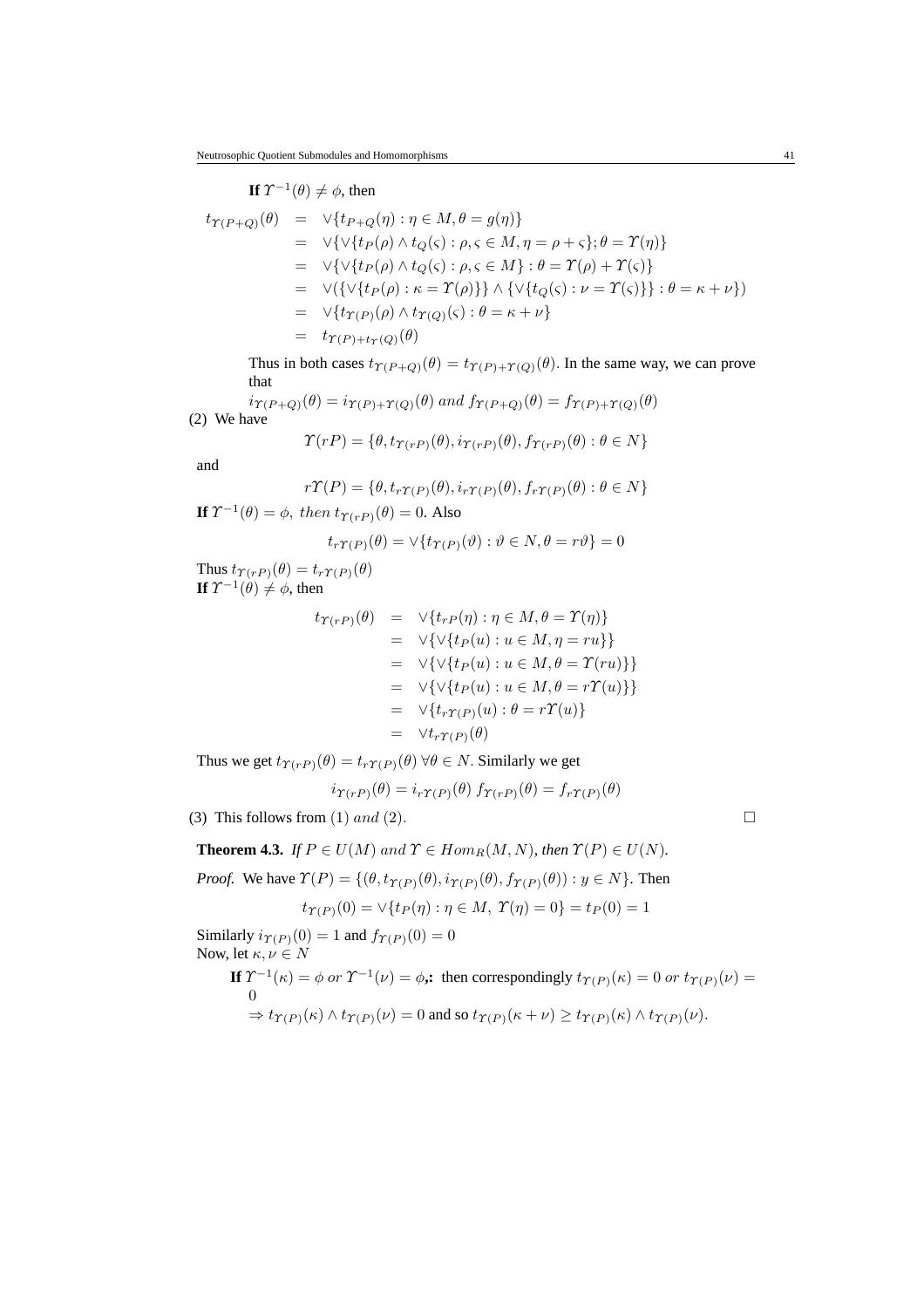**If** $\Upsilon^{-1}(\theta) \neq \phi$, then

$$
\begin{aligned}
t_{\Upsilon(P+Q)}(\theta) &= \vee\{t_{P+Q}(\eta) : \eta \in M, \theta = g(\eta)\} \\
&= \vee\{\vee\{t_P(\rho) \wedge t_Q(\varsigma) : \rho, \varsigma \in M, \eta = \rho + \varsigma\}; \theta = \Upsilon(\eta)\} \\
&= \vee\{\vee\{t_P(\rho) \wedge t_Q(\varsigma) : \rho, \varsigma \in M\} : \theta = \Upsilon(\rho) + \Upsilon(\varsigma)\} \\
&= \vee(\{\vee\{t_P(\rho) : \kappa = \Upsilon(\rho)\}\} \wedge \{\vee\{t_Q(\varsigma) : \nu = \Upsilon(\varsigma)\}\} : \theta = \kappa + \nu\}) \\
&= \vee\{t_{\Upsilon(P)}(\rho) \wedge t_{\Upsilon(Q)}(\varsigma) : \theta = \kappa + \nu\} \\
&= t_{\Upsilon(P)+t_{\Upsilon}(Q)}(\theta)
\end{aligned}
$$

Thus in both cases $t_{\Upsilon(P+Q)}(\theta) = t_{\Upsilon(P)+\Upsilon(Q)}(\theta)$. In the same way, we can prove that

$i_{\Upsilon(P+Q)}(\theta) = i_{\Upsilon(P)+\Upsilon(Q)}(\theta)$ *and* $f_{\Upsilon(P+Q)}(\theta) = f_{\Upsilon(P)+\Upsilon(Q)}(\theta)$

(2) We have

$$\Upsilon(rP) = \{\theta, t_{\Upsilon(rP)}(\theta), i_{\Upsilon(rP)}(\theta), f_{\Upsilon(rP)}(\theta) : \theta \in N\}$$

and

$$r\Upsilon(P) = \{\theta, t_{r\Upsilon(P)}(\theta), i_{r\Upsilon(P)}(\theta), f_{r\Upsilon(P)}(\theta) : \theta \in N\}$$

**If** $\Upsilon^{-1}(\theta) = \phi,$ *then* $t_{\Upsilon(rP)}(\theta) = 0$. Also

$$t_{r\Upsilon(P)}(\theta) = \vee\{t_{\Upsilon(P)}(\vartheta) : \vartheta \in N, \theta = r\vartheta\} = 0$$

Thus $t_{\Upsilon(rP)}(\theta) = t_{r\Upsilon(P)}(\theta)$
**If** $\Upsilon^{-1}(\theta) \neq \phi$, then

$$
\begin{aligned}
t_{\Upsilon(rP)}(\theta) &= \vee\{t_{rP}(\eta) : \eta \in M, \theta = \Upsilon(\eta)\} \\
&= \vee\{\vee\{t_P(u) : u \in M, \eta = ru\}\} \\
&= \vee\{\vee\{t_P(u) : u \in M, \theta = \Upsilon(ru)\}\} \\
&= \vee\{\vee\{t_P(u) : u \in M, \theta = r\Upsilon(u)\}\} \\
&= \vee\{t_{r\Upsilon(P)}(u) : \theta = r\Upsilon(u)\} \\
&= \vee t_{r\Upsilon(P)}(\theta)
\end{aligned}
$$

Thus we get $t_{\Upsilon(rP)}(\theta) = t_{r\Upsilon(P)}(\theta)\ \forall \theta \in N$. Similarly we get

$$i_{\Upsilon(rP)}(\theta) = i_{r\Upsilon(P)}(\theta)\ f_{\Upsilon(rP)}(\theta) = f_{r\Upsilon(P)}(\theta)$$

(3) This follows from $(1)$ *and* $(2)$. □

**Theorem 4.3.** *If $P \in U(M)$ and $\Upsilon \in Hom_R(M, N)$, then $\Upsilon(P) \in U(N)$.*

*Proof.* We have $\Upsilon(P) = \{(\theta, t_{\Upsilon(P)}(\theta), i_{\Upsilon(P)}(\theta), f_{\Upsilon(P)}(\theta)) : y \in N\}$. Then

$$t_{\Upsilon(P)}(0) = \vee\{t_P(\eta) : \eta \in M,\ \Upsilon(\eta) = 0\} = t_P(0) = 1$$

Similarly $i_{\Upsilon(P)}(0) = 1$ and $f_{\Upsilon(P)}(0) = 0$
Now, let $\kappa, \nu \in N$

**If** $\Upsilon^{-1}(\kappa) = \phi$ *or* $\Upsilon^{-1}(\nu) = \phi$**,:** then correspondingly $t_{\Upsilon(P)}(\kappa) = 0$ *or* $t_{\Upsilon(P)}(\nu) = 0$
$\Rightarrow t_{\Upsilon(P)}(\kappa) \wedge t_{\Upsilon(P)}(\nu) = 0$ and so $t_{\Upsilon(P)}(\kappa + \nu) \geq t_{\Upsilon(P)}(\kappa) \wedge t_{\Upsilon(P)}(\nu)$.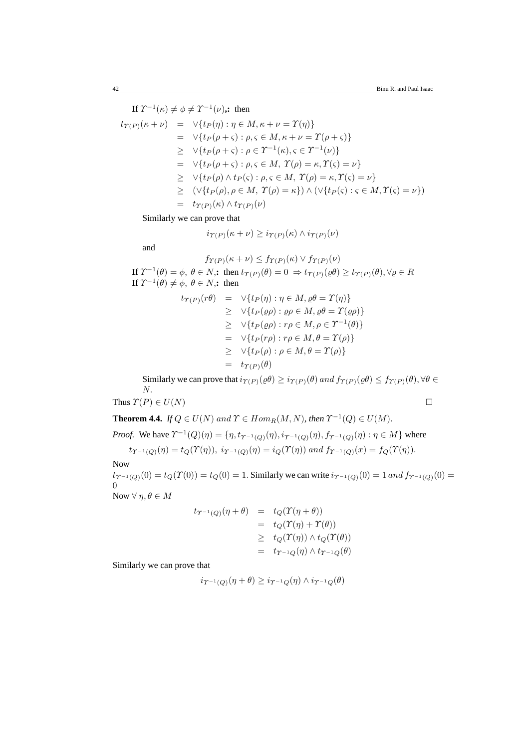**If** $\Upsilon^{-1}(\kappa) \neq \phi \neq \Upsilon^{-1}(\nu)$**,:** then

$$
\begin{aligned}
t_{\Upsilon(P)}(\kappa+\nu) &= \vee\{t_P(\eta) : \eta \in M, \kappa+\nu = \Upsilon(\eta)\} \\
&= \vee\{t_P(\rho+\varsigma) : \rho, \varsigma \in M, \kappa+\nu = \Upsilon(\rho+\varsigma)\} \\
&\geq \vee\{t_P(\rho+\varsigma) : \rho \in \Upsilon^{-1}(\kappa), \varsigma \in \Upsilon^{-1}(\nu)\} \\
&= \vee\{t_P(\rho+\varsigma) : \rho, \varsigma \in M,\ \Upsilon(\rho) = \kappa, \Upsilon(\varsigma) = \nu\} \\
&\geq \vee\{t_P(\rho) \wedge t_P(\varsigma) : \rho, \varsigma \in M,\ \Upsilon(\rho) = \kappa, \Upsilon(\varsigma) = \nu\} \\
&\geq (\vee\{t_P(\rho), \rho \in M,\ \Upsilon(\rho) = \kappa\}) \wedge (\vee\{t_P(\varsigma) : \varsigma \in M, \Upsilon(\varsigma) = \nu\}) \\
&= t_{\Upsilon(P)}(\kappa) \wedge t_{\Upsilon(P)}(\nu)
\end{aligned}
$$

Similarly we can prove that

$$i_{\Upsilon(P)}(\kappa+\nu) \geq i_{\Upsilon(P)}(\kappa) \wedge i_{\Upsilon(P)}(\nu)$$

and

$$f_{\Upsilon(P)}(\kappa+\nu) \leq f_{\Upsilon(P)}(\kappa) \vee f_{\Upsilon(P)}(\nu)$$

**If** $\Upsilon^{-1}(\theta) = \phi,\ \theta \in N$**,:** then $t_{\Upsilon(P)}(\theta) = 0 \Rightarrow t_{\Upsilon(P)}(\varrho\theta) \geq t_{\Upsilon(P)}(\theta), \forall \varrho \in R$

**If** $\Upsilon^{-1}(\theta) \neq \phi,\ \theta \in N$**,:** then

$$
\begin{aligned}
t_{\Upsilon(P)}(r\theta) &= \vee\{t_P(\eta) : \eta \in M, \varrho\theta = \Upsilon(\eta)\} \\
&\geq \vee\{t_P(\varrho\rho) : \varrho\rho \in M, \varrho\theta = \Upsilon(\varrho\rho)\} \\
&\geq \vee\{t_P(\varrho\rho) : r\rho \in M, \rho \in \Upsilon^{-1}(\theta)\} \\
&= \vee\{t_P(r\rho) : r\rho \in M, \theta = \Upsilon(\rho)\} \\
&\geq \vee\{t_P(\rho) : \rho \in M, \theta = \Upsilon(\rho)\} \\
&= t_{\Upsilon(P)}(\theta)
\end{aligned}
$$

Similarly we can prove that $i_{\Upsilon(P)}(\varrho\theta) \geq i_{\Upsilon(P)}(\theta)\ and\ f_{\Upsilon(P)}(\varrho\theta) \leq f_{\Upsilon(P)}(\theta), \forall \theta \in N$.

Thus $\Upsilon(P) \in U(N)$ □

**Theorem 4.4.** *If $Q \in U(N)\ and\ \Upsilon \in Hom_R(M, N)$, then $\Upsilon^{-1}(Q) \in U(M)$.*

*Proof.* We have $\Upsilon^{-1}(Q)(\eta) = \{\eta, t_{\Upsilon^{-1}(Q)}(\eta), i_{\Upsilon^{-1}(Q)}(\eta), f_{\Upsilon^{-1}(Q)}(\eta) : \eta \in M\}$ where

$$t_{\Upsilon^{-1}(Q)}(\eta) = t_Q(\Upsilon(\eta)),\ i_{\Upsilon^{-1}(Q)}(\eta) = i_Q(\Upsilon(\eta))\ and\ f_{\Upsilon^{-1}(Q)}(x) = f_Q(\Upsilon(\eta)).$$

Now

$t_{\Upsilon^{-1}(Q)}(0) = t_Q(\Upsilon(0)) = t_Q(0) = 1$. Similarly we can write $i_{\Upsilon^{-1}(Q)}(0) = 1\ and\ f_{\Upsilon^{-1}(Q)}(0) = 0$

Now $\forall\, \eta, \theta \in M$

$$
\begin{aligned}
t_{\Upsilon^{-1}(Q)}(\eta+\theta) &= t_Q(\Upsilon(\eta+\theta)) \\
&= t_Q(\Upsilon(\eta) + \Upsilon(\theta)) \\
&\geq t_Q(\Upsilon(\eta)) \wedge t_Q(\Upsilon(\theta)) \\
&= t_{\Upsilon^{-1}Q}(\eta) \wedge t_{\Upsilon^{-1}Q}(\theta)
\end{aligned}
$$

Similarly we can prove that

$$i_{\Upsilon^{-1}(Q)}(\eta+\theta) \geq i_{\Upsilon^{-1}Q}(\eta) \wedge i_{\Upsilon^{-1}Q}(\theta)$$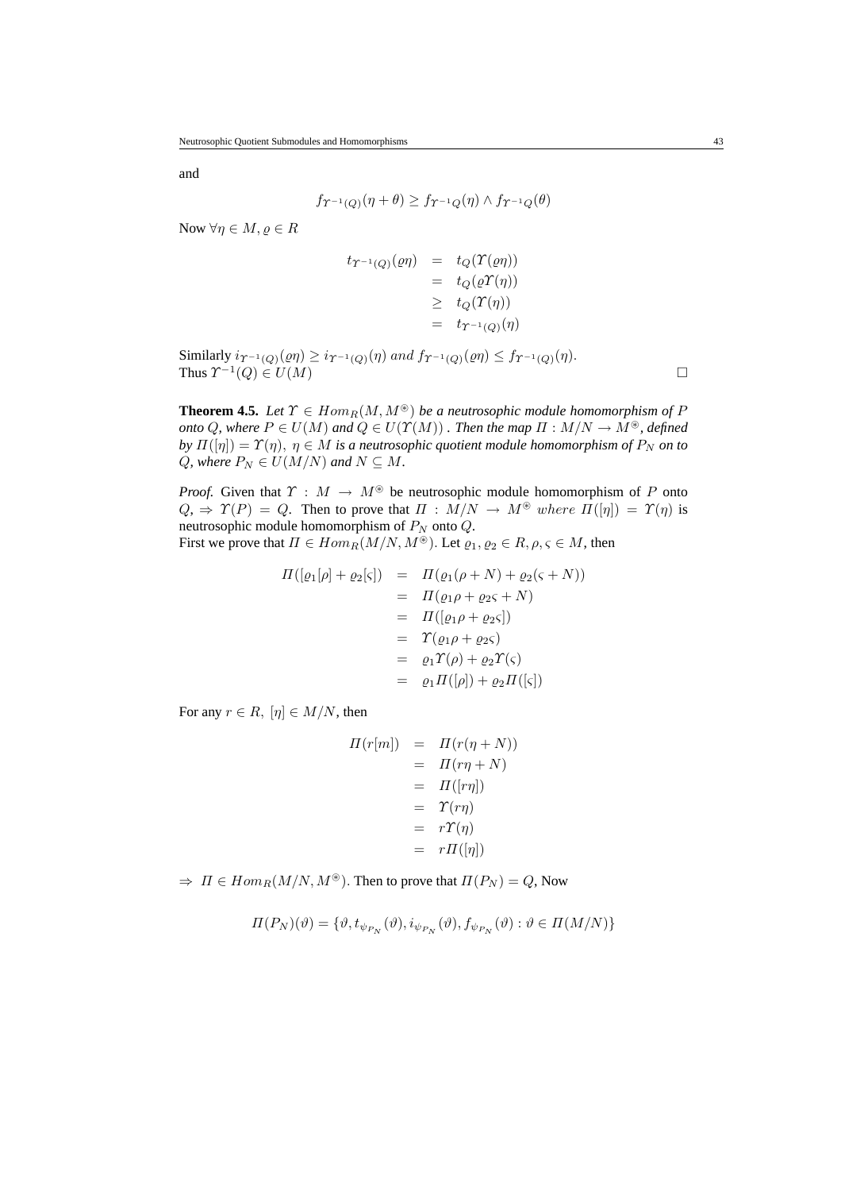and

$$f_{\Upsilon^{-1}(Q)}(\eta+\theta) \geq f_{\Upsilon^{-1}Q}(\eta) \wedge f_{\Upsilon^{-1}Q}(\theta)$$

Now $\forall \eta \in M, \varrho \in R$

$$\begin{aligned} t_{\Upsilon^{-1}(Q)}(\varrho\eta) &= t_Q(\Upsilon(\varrho\eta)) \\ &= t_Q(\varrho\Upsilon(\eta)) \\ &\geq t_Q(\Upsilon(\eta)) \\ &= t_{\Upsilon^{-1}(Q)}(\eta) \end{aligned}$$

Similarly $i_{\Upsilon^{-1}(Q)}(\varrho\eta) \geq i_{\Upsilon^{-1}(Q)}(\eta)\ and\ f_{\Upsilon^{-1}(Q)}(\varrho\eta) \leq f_{\Upsilon^{-1}(Q)}(\eta)$.
Thus $\Upsilon^{-1}(Q) \in U(M)$ □

**Theorem 4.5.** *Let $\Upsilon \in Hom_R(M, M^{\circledast})$ be a neutrosophic module homomorphism of $P$ onto $Q$, where $P \in U(M)$ and $Q \in U(\Upsilon(M))$ . Then the map $\Pi : M/N \to M^{\circledast}$, defined by $\Pi([\eta]) = \Upsilon(\eta),\ \eta \in M$ is a neutrosophic quotient module homomorphism of $P_N$ on to $Q$, where $P_N \in U(M/N)$ and $N \subseteq M$.*

*Proof.* Given that $\Upsilon : M \to M^{\circledast}$ be neutrosophic module homomorphism of $P$ onto $Q$, $\Rightarrow \Upsilon(P) = Q$. Then to prove that $\Pi : M/N \to M^{\circledast}\ where\ \Pi([\eta]) = \Upsilon(\eta)$ is neutrosophic module homomorphism of $P_N$ onto $Q$.
First we prove that $\Pi \in Hom_R(M/N, M^{\circledast})$. Let $\varrho_1, \varrho_2 \in R, \rho, \varsigma \in M$, then

$$\begin{aligned} \Pi([\varrho_1[\rho] + \varrho_2[\varsigma]) &= \Pi(\varrho_1(\rho+N) + \varrho_2(\varsigma+N)) \\ &= \Pi(\varrho_1\rho + \varrho_2\varsigma + N) \\ &= \Pi([\varrho_1\rho + \varrho_2\varsigma]) \\ &= \Upsilon(\varrho_1\rho + \varrho_2\varsigma) \\ &= \varrho_1\Upsilon(\rho) + \varrho_2\Upsilon(\varsigma) \\ &= \varrho_1\Pi([\rho]) + \varrho_2\Pi([\varsigma]) \end{aligned}$$

For any $r \in R,\ [\eta] \in M/N$, then

$$\begin{aligned} \Pi(r[m]) &= \Pi(r(\eta+N)) \\ &= \Pi(r\eta+N) \\ &= \Pi([r\eta]) \\ &= \Upsilon(r\eta) \\ &= r\Upsilon(\eta) \\ &= r\Pi([\eta]) \end{aligned}$$

$\Rightarrow\ \Pi \in Hom_R(M/N, M^{\circledast})$. Then to prove that $\Pi(P_N) = Q$, Now

$$\Pi(P_N)(\vartheta) = \{\vartheta, t_{\psi_{P_N}}(\vartheta), i_{\psi_{P_N}}(\vartheta), f_{\psi_{P_N}}(\vartheta) : \vartheta \in \Pi(M/N)\}$$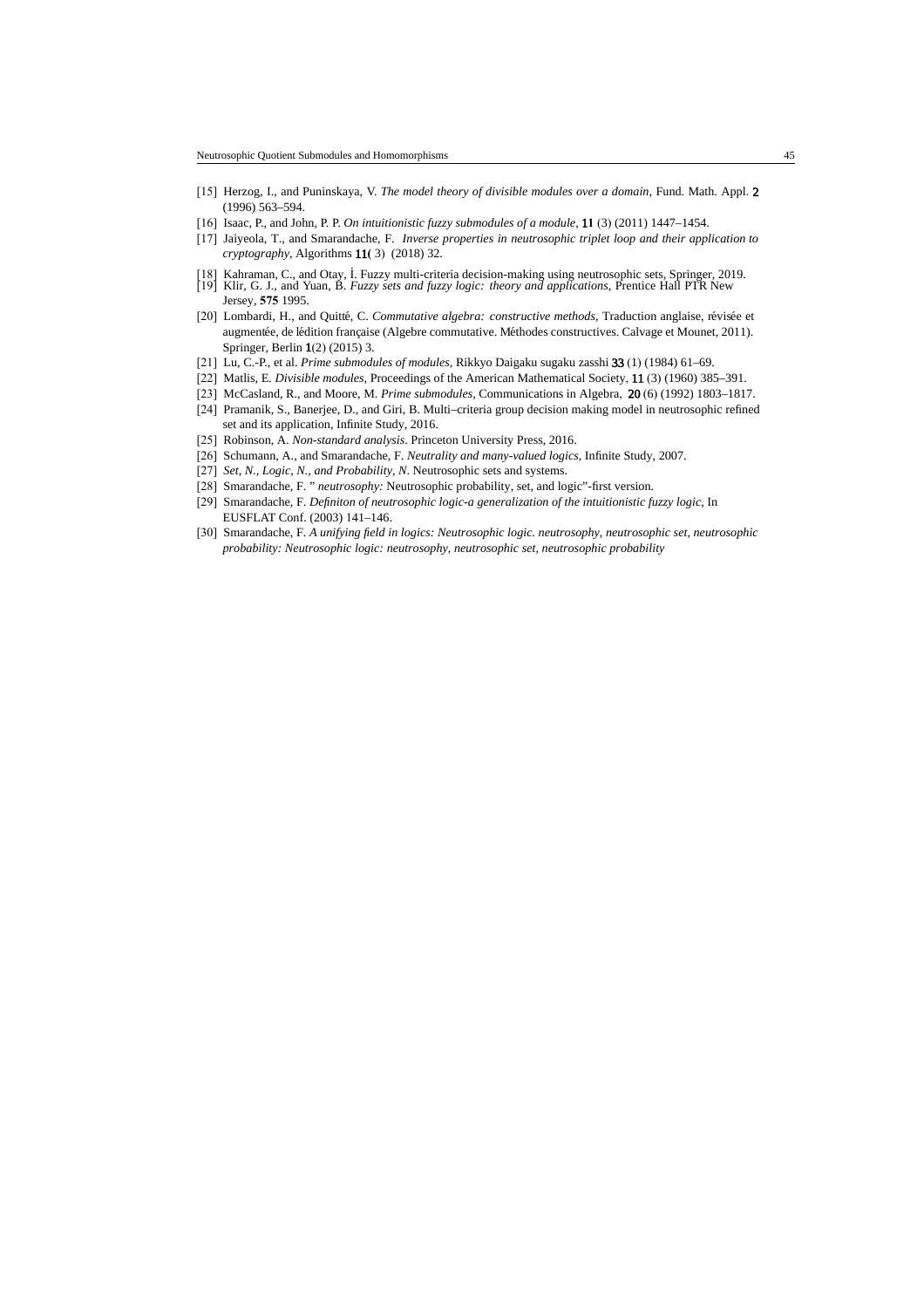[15] Herzog, I., and Puninskaya, V. *The model theory of divisible modules over a domain*, Fund. Math. Appl. **2** (1996) 563–594.

[16] Isaac, P., and John, P. P. *On intuitionistic fuzzy submodules of a module*, **11** (3) (2011) 1447–1454.

[17] Jaiyeola, T., and Smarandache, F. *Inverse properties in neutrosophic triplet loop and their application to cryptography*, Algorithms **11**( 3) (2018) 32.

[18] Kahraman, C., and Otay, İ. Fuzzy multi-criteria decision-making using neutrosophic sets, Springer, 2019.

[19] Klir, G. J., and Yuan, B. *Fuzzy sets and fuzzy logic: theory and applications*, Prentice Hall PTR New Jersey, **575** 1995.

[20] Lombardi, H., and Quitté, C. *Commutative algebra: constructive methods*, Traduction anglaise, révisée et augmentée, de lédition française (Algebre commutative. Méthodes constructives. Calvage et Mounet, 2011). Springer, Berlin **1**(2) (2015) 3.

[21] Lu, C.-P., et al. *Prime submodules of modules*, Rikkyo Daigaku sugaku zasshi **33** (1) (1984) 61–69.

[22] Matlis, E. *Divisible modules*, Proceedings of the American Mathematical Society, **11** (3) (1960) 385–391.

[23] McCasland, R., and Moore, M. *Prime submodules*, Communications in Algebra, **20** (6) (1992) 1803–1817.

[24] Pramanik, S., Banerjee, D., and Giri, B. Multi–criteria group decision making model in neutrosophic refined set and its application, Infinite Study, 2016.

[25] Robinson, A. *Non-standard analysis*. Princeton University Press, 2016.

[26] Schumann, A., and Smarandache, F. *Neutrality and many-valued logics*, Infinite Study, 2007.

[27] *Set, N., Logic, N., and Probability, N.* Neutrosophic sets and systems.

[28] Smarandache, F. " *neutrosophy:* Neutrosophic probability, set, and logic"-first version.

[29] Smarandache, F. *Definiton of neutrosophic logic-a generalization of the intuitionistic fuzzy logic*, In EUSFLAT Conf. (2003) 141–146.

[30] Smarandache, F. *A unifying field in logics: Neutrosophic logic. neutrosophy, neutrosophic set, neutrosophic probability: Neutrosophic logic: neutrosophy, neutrosophic set, neutrosophic probability*